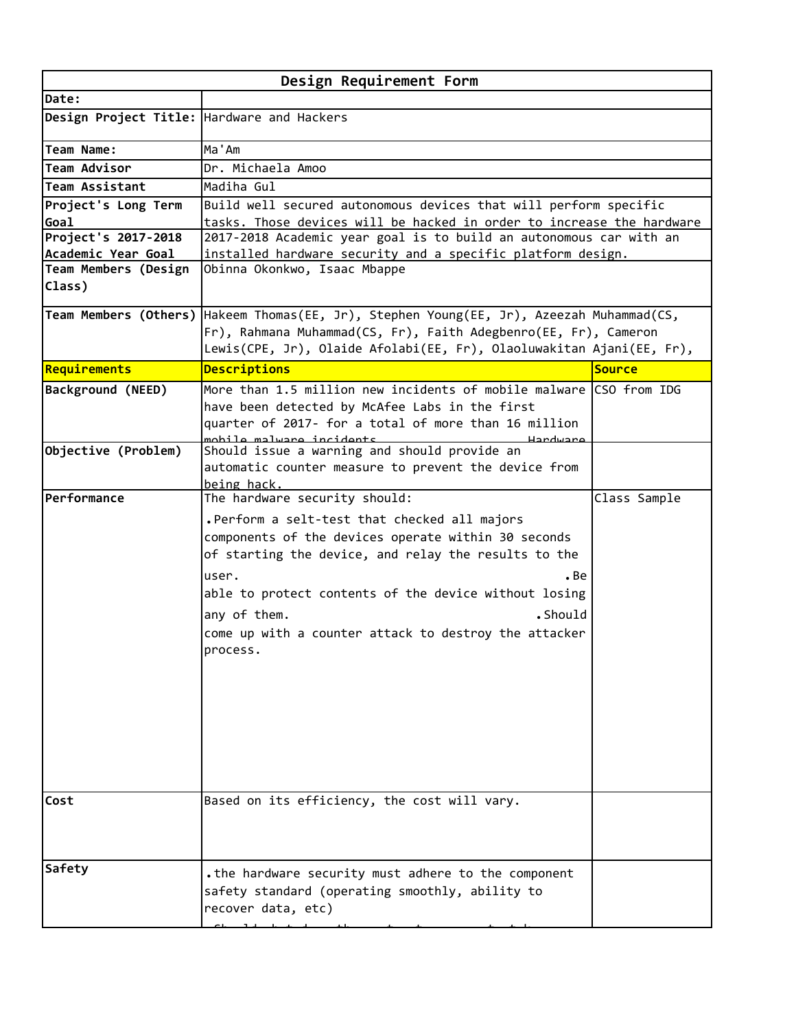| Design Requirement Form | | |
|---|---|---|
| Date: | | |
| Design Project Title: | Hardware and Hackers | |
| Team Name: | Ma'Am | |
| Team Advisor | Dr. Michaela Amoo | |
| Team Assistant | Madiha Gul | |
| Project's Long Term Goal | Build well secured autonomous devices that will perform specific tasks. Those devices will be hacked in order to increase the hardware | |
| Project's 2017-2018 Academic Year Goal | 2017-2018 Academic year goal is to build an autonomous car with an installed hardware security and a specific platform design. | |
| Team Members (Design Class) | Obinna Okonkwo, Isaac Mbappe | |
| Team Members (Others) | Hakeem Thomas(EE, Jr), Stephen Young(EE, Jr), Azeezah Muhammad(CS, Fr), Rahmana Muhammad(CS, Fr), Faith Adegbenro(EE, Fr), Cameron Lewis(CPE, Jr), Olaide Afolabi(EE, Fr), Olaoluwakitan Ajani(EE, Fr), | |
| **Requirements** | **Descriptions** | **Source** |
| Background (NEED) | More than 1.5 million new incidents of mobile malware have been detected by McAfee Labs in the first quarter of 2017- for a total of more than 16 million mobile malware incidents. Hardware | CSO from IDG |
| Objective (Problem) | Should issue a warning and should provide an automatic counter measure to prevent the device from being hack. | |
| Performance | The hardware security should:<br>.Perform a selt-test that checked all majors components of the devices operate within 30 seconds of starting the device, and relay the results to the user.<br>.Be able to protect contents of the device without losing any of them.<br>.Should come up with a counter attack to destroy the attacker process. | Class Sample |
| Cost | Based on its efficiency, the cost will vary. | |
| Safety | .the hardware security must adhere to the component safety standard (operating smoothly, ability to recover data, etc) | |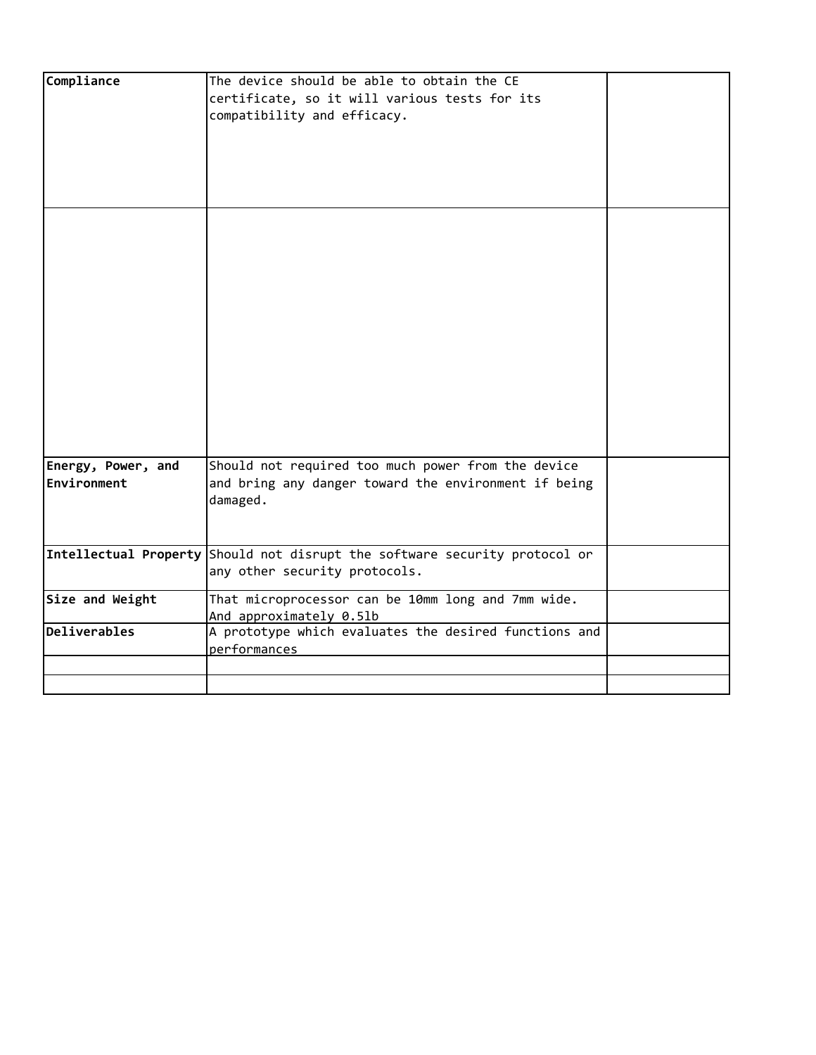| | | |
|---|---|---|
| **Compliance** | The device should be able to obtain the CE certificate, so it will various tests for its compatibility and efficacy. | |
| | | |
| **Energy, Power, and Environment** | Should not required too much power from the device and bring any danger toward the environment if being damaged. | |
| **Intellectual Property** | Should not disrupt the software security protocol or any other security protocols. | |
| **Size and Weight** | That microprocessor can be 10mm long and 7mm wide. And approximately 0.5lb | |
| **Deliverables** | A prototype which evaluates the desired functions and performances | |
| | | |
| | | |